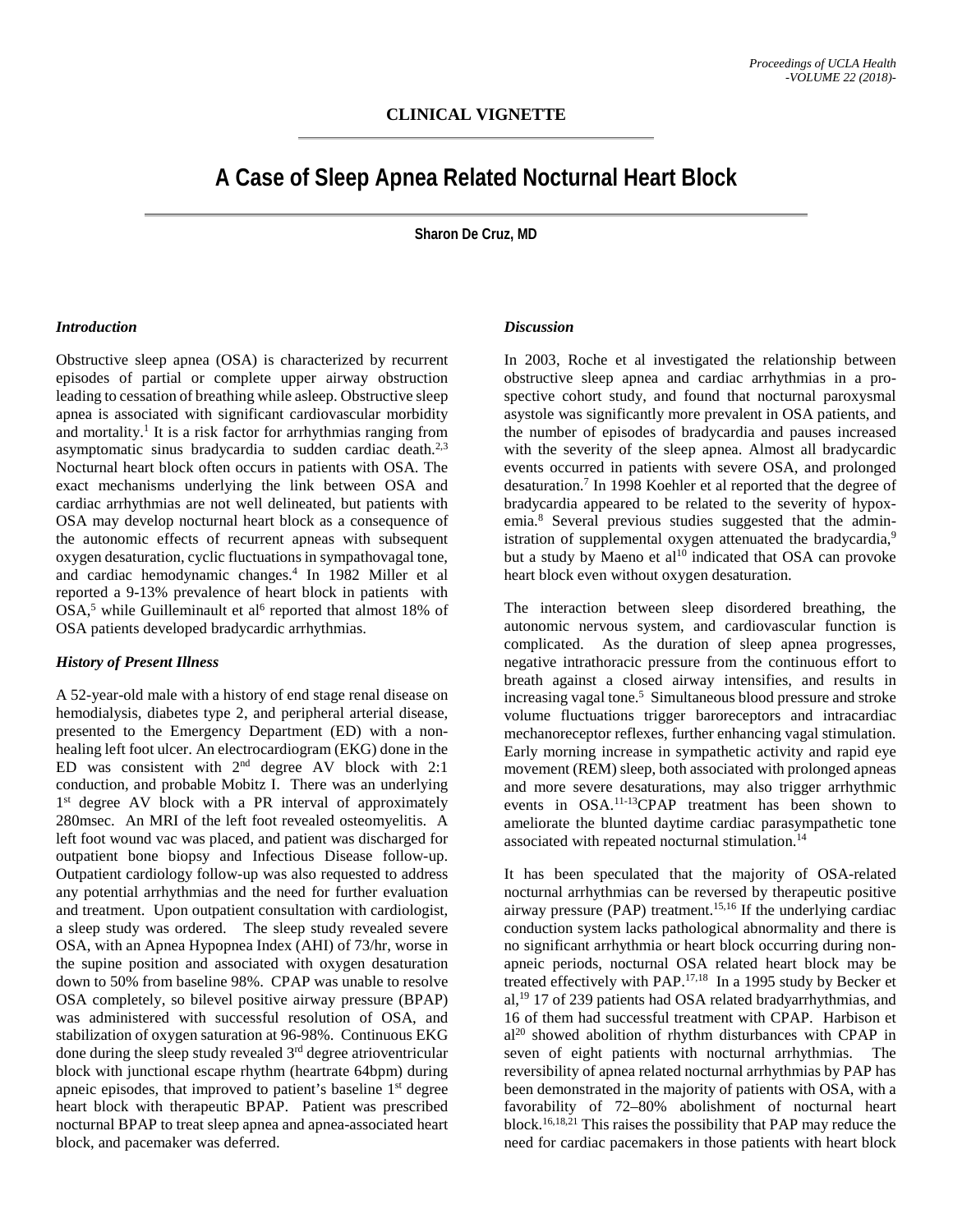## CLINICAL VIGNETTE

# A Case of Sleep Apnea Related Nocturnal Heart Block

**Sharon De Cruz, MD**

### *Introduction*

Obstructive sleep apnea (OSA) is characterized by recurrent episodes of partial or complete upper airway obstruction leading to cessation of breathing while asleep. Obstructive sleep apnea is associated with significant cardiovascular morbidity and mortality.[1] It is a risk factor for arrhythmias ranging from asymptomatic sinus bradycardia to sudden cardiac death.[2,3] Nocturnal heart block often occurs in patients with OSA. The exact mechanisms underlying the link between OSA and cardiac arrhythmias are not well delineated, but patients with OSA may develop nocturnal heart block as a consequence of the autonomic effects of recurrent apneas with subsequent oxygen desaturation, cyclic fluctuations in sympathovagal tone, and cardiac hemodynamic changes.[4] In 1982 Miller et al reported a 9-13% prevalence of heart block in patients with OSA,[5] while Guilleminault et al[6] reported that almost 18% of OSA patients developed bradycardic arrhythmias.

### *History of Present Illness*

A 52-year-old male with a history of end stage renal disease on hemodialysis, diabetes type 2, and peripheral arterial disease, presented to the Emergency Department (ED) with a non-healing left foot ulcer. An electrocardiogram (EKG) done in the ED was consistent with 2nd degree AV block with 2:1 conduction, and probable Mobitz I. There was an underlying 1st degree AV block with a PR interval of approximately 280msec. An MRI of the left foot revealed osteomyelitis. A left foot wound vac was placed, and patient was discharged for outpatient bone biopsy and Infectious Disease follow-up. Outpatient cardiology follow-up was also requested to address any potential arrhythmias and the need for further evaluation and treatment. Upon outpatient consultation with cardiologist, a sleep study was ordered. The sleep study revealed severe OSA, with an Apnea Hypopnea Index (AHI) of 73/hr, worse in the supine position and associated with oxygen desaturation down to 50% from baseline 98%. CPAP was unable to resolve OSA completely, so bilevel positive airway pressure (BPAP) was administered with successful resolution of OSA, and stabilization of oxygen saturation at 96-98%. Continuous EKG done during the sleep study revealed 3rd degree atrioventricular block with junctional escape rhythm (heartrate 64bpm) during apneic episodes, that improved to patient's baseline 1st degree heart block with therapeutic BPAP. Patient was prescribed nocturnal BPAP to treat sleep apnea and apnea-associated heart block, and pacemaker was deferred.

### *Discussion*

In 2003, Roche et al investigated the relationship between obstructive sleep apnea and cardiac arrhythmias in a prospective cohort study, and found that nocturnal paroxysmal asystole was significantly more prevalent in OSA patients, and the number of episodes of bradycardia and pauses increased with the severity of the sleep apnea. Almost all bradycardic events occurred in patients with severe OSA, and prolonged desaturation.[7] In 1998 Koehler et al reported that the degree of bradycardia appeared to be related to the severity of hypoxemia.[8] Several previous studies suggested that the administration of supplemental oxygen attenuated the bradycardia,[9] but a study by Maeno et al[10] indicated that OSA can provoke heart block even without oxygen desaturation.

The interaction between sleep disordered breathing, the autonomic nervous system, and cardiovascular function is complicated. As the duration of sleep apnea progresses, negative intrathoracic pressure from the continuous effort to breath against a closed airway intensifies, and results in increasing vagal tone.[5] Simultaneous blood pressure and stroke volume fluctuations trigger baroreceptors and intracardiac mechanoreceptor reflexes, further enhancing vagal stimulation. Early morning increase in sympathetic activity and rapid eye movement (REM) sleep, both associated with prolonged apneas and more severe desaturations, may also trigger arrhythmic events in OSA.[11-13] CPAP treatment has been shown to ameliorate the blunted daytime cardiac parasympathetic tone associated with repeated nocturnal stimulation.[14]

It has been speculated that the majority of OSA-related nocturnal arrhythmias can be reversed by therapeutic positive airway pressure (PAP) treatment.[15,16] If the underlying cardiac conduction system lacks pathological abnormality and there is no significant arrhythmia or heart block occurring during non-apneic periods, nocturnal OSA related heart block may be treated effectively with PAP.[17,18] In a 1995 study by Becker et al,[19] 17 of 239 patients had OSA related bradyarrhythmias, and 16 of them had successful treatment with CPAP. Harbison et al[20] showed abolition of rhythm disturbances with CPAP in seven of eight patients with nocturnal arrhythmias. The reversibility of apnea related nocturnal arrhythmias by PAP has been demonstrated in the majority of patients with OSA, with a favorability of 72–80% abolishment of nocturnal heart block.[16,18,21] This raises the possibility that PAP may reduce the need for cardiac pacemakers in those patients with heart block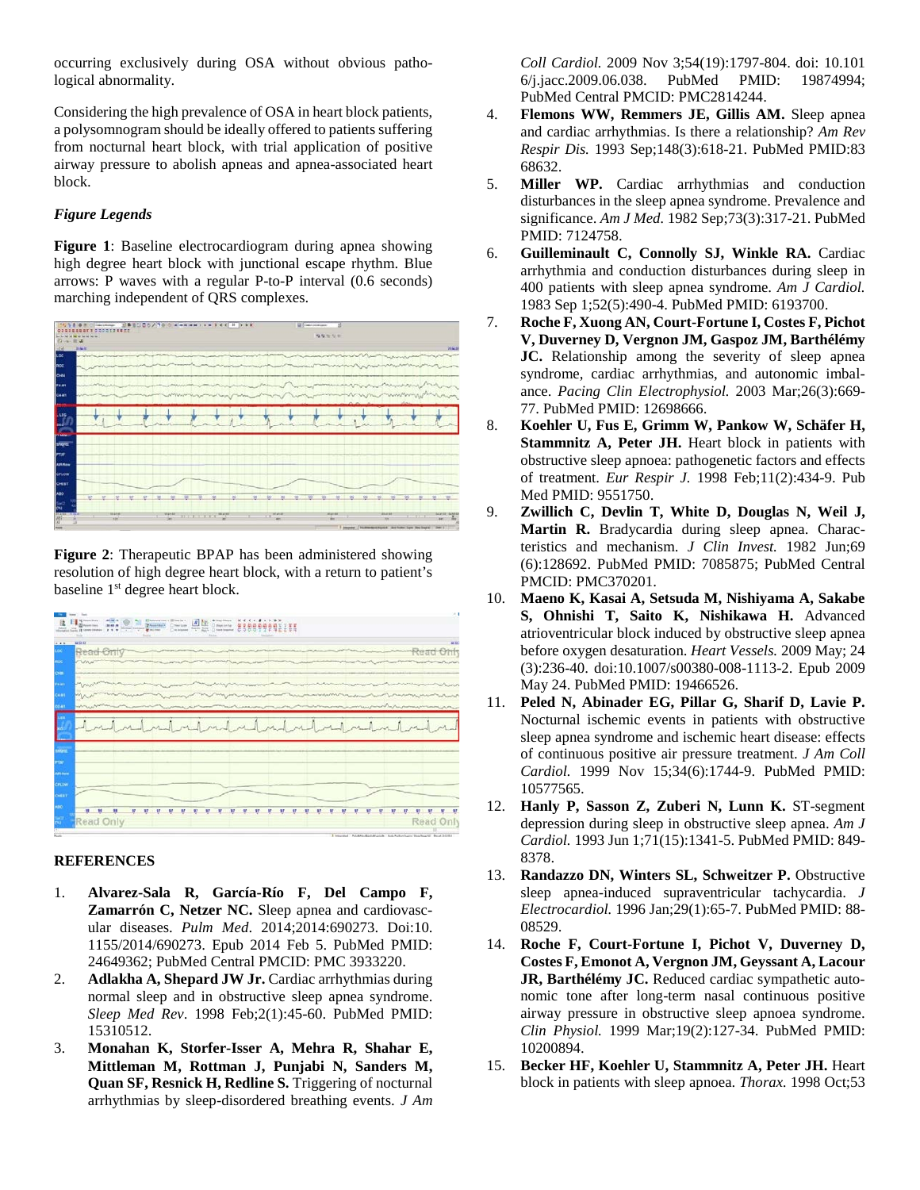occurring exclusively during OSA without obvious pathological abnormality.

Considering the high prevalence of OSA in heart block patients, a polysomnogram should be ideally offered to patients suffering from nocturnal heart block, with trial application of positive airway pressure to abolish apneas and apnea-associated heart block.

### *Figure Legends*

**Figure 1**: Baseline electrocardiogram during apnea showing high degree heart block with junctional escape rhythm. Blue arrows: P waves with a regular P-to-P interval (0.6 seconds) marching independent of QRS complexes.

**Figure 2**: Therapeutic BPAP has been administered showing resolution of high degree heart block, with a return to patient's baseline 1st degree heart block.

## REFERENCES

1. **Alvarez-Sala R, García-Río F, Del Campo F, Zamarrón C, Netzer NC.** Sleep apnea and cardiovascular diseases. *Pulm Med*. 2014;2014:690273. Doi:10.1155/2014/690273. Epub 2014 Feb 5. PubMed PMID: 24649362; PubMed Central PMCID: PMC 3933220.
2. **Adlakha A, Shepard JW Jr.** Cardiac arrhythmias during normal sleep and in obstructive sleep apnea syndrome. *Sleep Med Rev*. 1998 Feb;2(1):45-60. PubMed PMID: 15310512.
3. **Monahan K, Storfer-Isser A, Mehra R, Shahar E, Mittleman M, Rottman J, Punjabi N, Sanders M, Quan SF, Resnick H, Redline S.** Triggering of nocturnal arrhythmias by sleep-disordered breathing events. *J Am Coll Cardiol.* 2009 Nov 3;54(19):1797-804. doi: 10.1016/j.jacc.2009.06.038. PubMed PMID: 19874994; PubMed Central PMCID: PMC2814244.
4. **Flemons WW, Remmers JE, Gillis AM.** Sleep apnea and cardiac arrhythmias. Is there a relationship? *Am Rev Respir Dis.* 1993 Sep;148(3):618-21. PubMed PMID:8368632.
5. **Miller WP.** Cardiac arrhythmias and conduction disturbances in the sleep apnea syndrome. Prevalence and significance. *Am J Med*. 1982 Sep;73(3):317-21. PubMed PMID: 7124758.
6. **Guilleminault C, Connolly SJ, Winkle RA.** Cardiac arrhythmia and conduction disturbances during sleep in 400 patients with sleep apnea syndrome. *Am J Cardiol.* 1983 Sep 1;52(5):490-4. PubMed PMID: 6193700.
7. **Roche F, Xuong AN, Court-Fortune I, Costes F, Pichot V, Duverney D, Vergnon JM, Gaspoz JM, Barthélémy JC.** Relationship among the severity of sleep apnea syndrome, cardiac arrhythmias, and autonomic imbalance. *Pacing Clin Electrophysiol.* 2003 Mar;26(3):669-77. PubMed PMID: 12698666.
8. **Koehler U, Fus E, Grimm W, Pankow W, Schäfer H, Stammnitz A, Peter JH.** Heart block in patients with obstructive sleep apnoea: pathogenetic factors and effects of treatment. *Eur Respir J.* 1998 Feb;11(2):434-9. PubMed PMID: 9551750.
9. **Zwillich C, Devlin T, White D, Douglas N, Weil J, Martin R.** Bradycardia during sleep apnea. Characteristics and mechanism. *J Clin Invest.* 1982 Jun;69(6):128692. PubMed PMID: 7085875; PubMed Central PMCID: PMC370201.
10. **Maeno K, Kasai A, Setsuda M, Nishiyama A, Sakabe S, Ohnishi T, Saito K, Nishikawa H.** Advanced atrioventricular block induced by obstructive sleep apnea before oxygen desaturation. *Heart Vessels.* 2009 May; 24(3):236-40. doi:10.1007/s00380-008-1113-2. Epub 2009 May 24. PubMed PMID: 19466526.
11. **Peled N, Abinader EG, Pillar G, Sharif D, Lavie P.** Nocturnal ischemic events in patients with obstructive sleep apnea syndrome and ischemic heart disease: effects of continuous positive air pressure treatment. *J Am Coll Cardiol.* 1999 Nov 15;34(6):1744-9. PubMed PMID: 10577565.
12. **Hanly P, Sasson Z, Zuberi N, Lunn K.** ST-segment depression during sleep in obstructive sleep apnea. *Am J Cardiol.* 1993 Jun 1;71(15):1341-5. PubMed PMID: 8498378.
13. **Randazzo DN, Winters SL, Schweitzer P.** Obstructive sleep apnea-induced supraventricular tachycardia. *J Electrocardiol.* 1996 Jan;29(1):65-7. PubMed PMID: 8808529.
14. **Roche F, Court-Fortune I, Pichot V, Duverney D, Costes F, Emonot A, Vergnon JM, Geyssant A, Lacour JR, Barthélémy JC.** Reduced cardiac sympathetic autonomic tone after long-term nasal continuous positive airway pressure in obstructive sleep apnoea syndrome. *Clin Physiol.* 1999 Mar;19(2):127-34. PubMed PMID: 10200894.
15. **Becker HF, Koehler U, Stammnitz A, Peter JH.** Heart block in patients with sleep apnoea. *Thorax.* 1998 Oct;53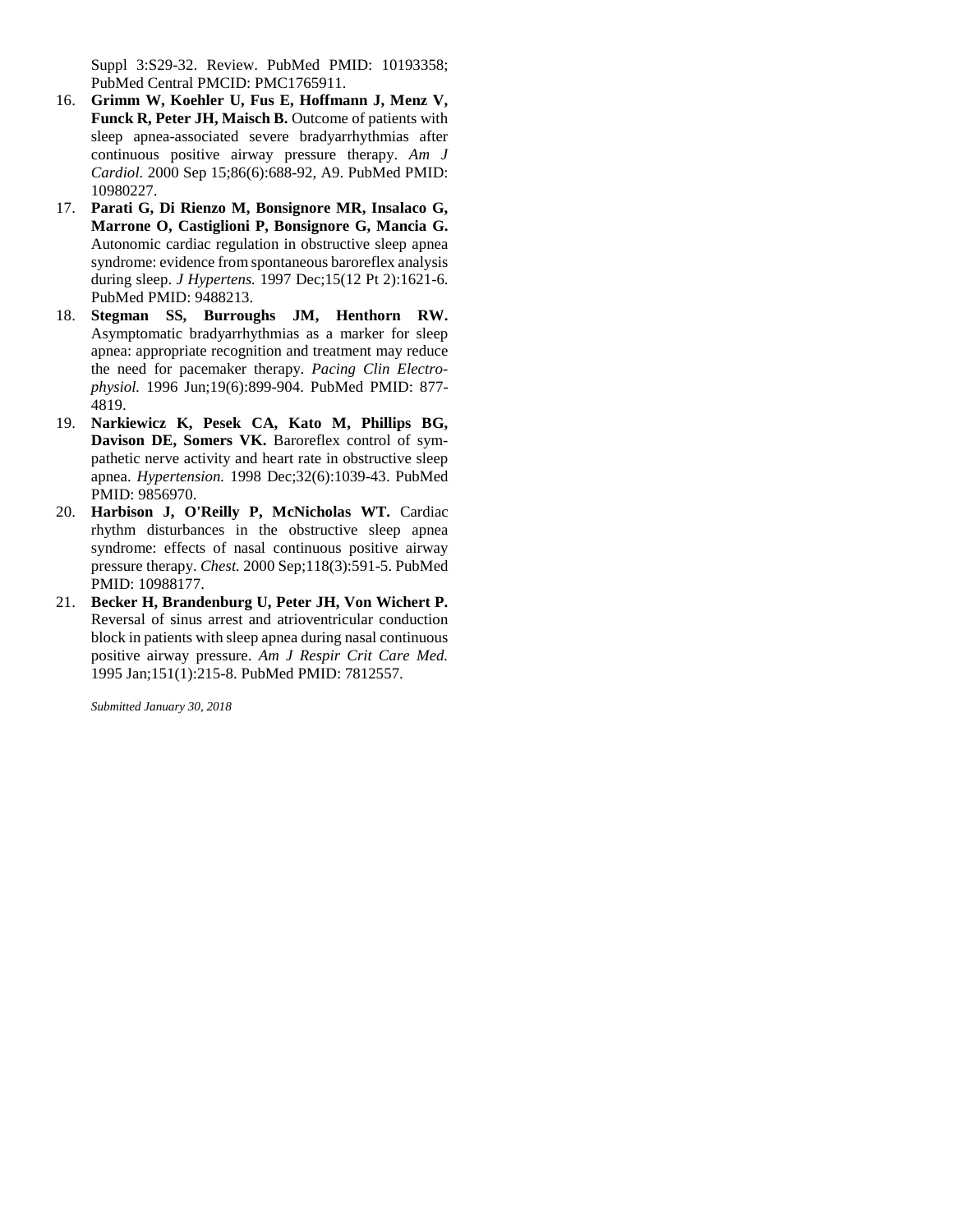Suppl 3:S29-32. Review. PubMed PMID: 10193358; PubMed Central PMCID: PMC1765911.

16. **Grimm W, Koehler U, Fus E, Hoffmann J, Menz V, Funck R, Peter JH, Maisch B.** Outcome of patients with sleep apnea-associated severe bradyarrhythmias after continuous positive airway pressure therapy. *Am J Cardiol.* 2000 Sep 15;86(6):688-92, A9. PubMed PMID: 10980227.
17. **Parati G, Di Rienzo M, Bonsignore MR, Insalaco G, Marrone O, Castiglioni P, Bonsignore G, Mancia G.** Autonomic cardiac regulation in obstructive sleep apnea syndrome: evidence from spontaneous baroreflex analysis during sleep. *J Hypertens.* 1997 Dec;15(12 Pt 2):1621-6. PubMed PMID: 9488213.
18. **Stegman SS, Burroughs JM, Henthorn RW.** Asymptomatic bradyarrhythmias as a marker for sleep apnea: appropriate recognition and treatment may reduce the need for pacemaker therapy. *Pacing Clin Electrophysiol.* 1996 Jun;19(6):899-904. PubMed PMID: 8774819.
19. **Narkiewicz K, Pesek CA, Kato M, Phillips BG, Davison DE, Somers VK.** Baroreflex control of sympathetic nerve activity and heart rate in obstructive sleep apnea. *Hypertension.* 1998 Dec;32(6):1039-43. PubMed PMID: 9856970.
20. **Harbison J, O'Reilly P, McNicholas WT.** Cardiac rhythm disturbances in the obstructive sleep apnea syndrome: effects of nasal continuous positive airway pressure therapy. *Chest.* 2000 Sep;118(3):591-5. PubMed PMID: 10988177.
21. **Becker H, Brandenburg U, Peter JH, Von Wichert P.** Reversal of sinus arrest and atrioventricular conduction block in patients with sleep apnea during nasal continuous positive airway pressure. *Am J Respir Crit Care Med.* 1995 Jan;151(1):215-8. PubMed PMID: 7812557.

*Submitted January 30, 2018*